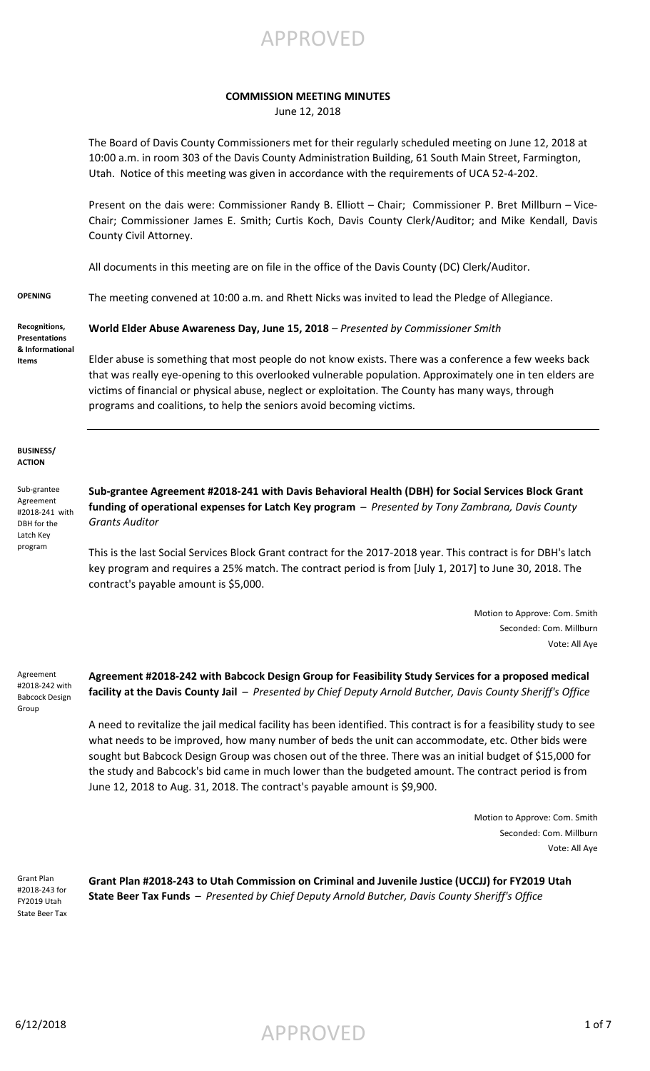# COMMISSION MEETING MINUTES

June 12, 2018

The Board of Davis County Commissioners met for their regularly scheduled meeting on June 12, 2018 at 10:00 a.m. in room 303 of the Davis County Administration Building, 61 South Main Street, Farmington, Utah. Notice of this meeting was given in accordance with the requirements of UCA 52-4-202.

Present on the dais were: Commissioner Randy B. Elliott – Chair; Commissioner P. Bret Millburn – Vice-Chair; Commissioner James E. Smith; Curtis Koch, Davis County Clerk/Auditor; and Mike Kendall, Davis County Civil Attorney.

All documents in this meeting are on file in the office of the Davis County (DC) Clerk/Auditor.

**OPENING**

The meeting convened at 10:00 a.m. and Rhett Nicks was invited to lead the Pledge of Allegiance.

**Recognitions, Presentations & Informational Items**

**World Elder Abuse Awareness Day, June 15, 2018** – *Presented by Commissioner Smith*

Elder abuse is something that most people do not know exists. There was a conference a few weeks back that was really eye-opening to this overlooked vulnerable population. Approximately one in ten elders are victims of financial or physical abuse, neglect or exploitation. The County has many ways, through programs and coalitions, to help the seniors avoid becoming victims.

---

**BUSINESS/ ACTION**

Sub-grantee Agreement #2018-241 with DBH for the Latch Key program

**Sub-grantee Agreement #2018-241 with Davis Behavioral Health (DBH) for Social Services Block Grant funding of operational expenses for Latch Key program** – *Presented by Tony Zambrana, Davis County Grants Auditor*

This is the last Social Services Block Grant contract for the 2017-2018 year. This contract is for DBH's latch key program and requires a 25% match. The contract period is from [July 1, 2017] to June 30, 2018. The contract's payable amount is $5,000.

Motion to Approve: Com. Smith
Seconded: Com. Millburn
Vote: All Aye

Agreement #2018-242 with Babcock Design Group

**Agreement #2018-242 with Babcock Design Group for Feasibility Study Services for a proposed medical facility at the Davis County Jail** – *Presented by Chief Deputy Arnold Butcher, Davis County Sheriff's Office*

A need to revitalize the jail medical facility has been identified. This contract is for a feasibility study to see what needs to be improved, how many number of beds the unit can accommodate, etc. Other bids were sought but Babcock Design Group was chosen out of the three. There was an initial budget of $15,000 for the study and Babcock's bid came in much lower than the budgeted amount. The contract period is from June 12, 2018 to Aug. 31, 2018. The contract's payable amount is $9,900.

Motion to Approve: Com. Smith
Seconded: Com. Millburn
Vote: All Aye

Grant Plan #2018-243 for FY2019 Utah State Beer Tax

**Grant Plan #2018-243 to Utah Commission on Criminal and Juvenile Justice (UCCJJ) for FY2019 Utah State Beer Tax Funds** – *Presented by Chief Deputy Arnold Butcher, Davis County Sheriff's Office*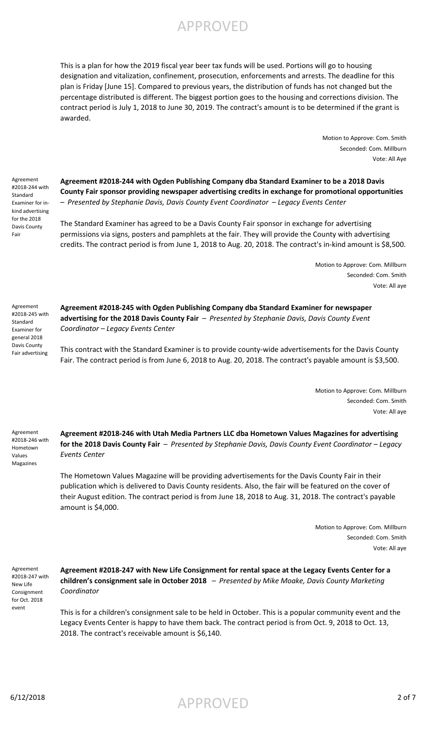This is a plan for how the 2019 fiscal year beer tax funds will be used. Portions will go to housing designation and vitalization, confinement, prosecution, enforcements and arrests. The deadline for this plan is Friday [June 15]. Compared to previous years, the distribution of funds has not changed but the percentage distributed is different. The biggest portion goes to the housing and corrections division. The contract period is July 1, 2018 to June 30, 2019. The contract's amount is to be determined if the grant is awarded.

Motion to Approve: Com. Smith
Seconded: Com. Millburn
Vote: All Aye

Agreement #2018-244 with Standard Examiner for in-kind advertising for the 2018 Davis County Fair

**Agreement #2018-244 with Ogden Publishing Company dba Standard Examiner to be a 2018 Davis County Fair sponsor providing newspaper advertising credits in exchange for promotional opportunities** – *Presented by Stephanie Davis, Davis County Event Coordinator – Legacy Events Center*

The Standard Examiner has agreed to be a Davis County Fair sponsor in exchange for advertising permissions via signs, posters and pamphlets at the fair. They will provide the County with advertising credits. The contract period is from June 1, 2018 to Aug. 20, 2018. The contract's in-kind amount is $8,500.

Motion to Approve: Com. Millburn
Seconded: Com. Smith
Vote: All aye

Agreement #2018-245 with Standard Examiner for general 2018 Davis County Fair advertising

**Agreement #2018-245 with Ogden Publishing Company dba Standard Examiner for newspaper advertising for the 2018 Davis County Fair** – *Presented by Stephanie Davis, Davis County Event Coordinator – Legacy Events Center*

This contract with the Standard Examiner is to provide county-wide advertisements for the Davis County Fair. The contract period is from June 6, 2018 to Aug. 20, 2018. The contract's payable amount is $3,500.

Motion to Approve: Com. Millburn
Seconded: Com. Smith
Vote: All aye

Agreement #2018-246 with Hometown Values Magazines

**Agreement #2018-246 with Utah Media Partners LLC dba Hometown Values Magazines for advertising for the 2018 Davis County Fair** – *Presented by Stephanie Davis, Davis County Event Coordinator – Legacy Events Center*

The Hometown Values Magazine will be providing advertisements for the Davis County Fair in their publication which is delivered to Davis County residents. Also, the fair will be featured on the cover of their August edition. The contract period is from June 18, 2018 to Aug. 31, 2018. The contract's payable amount is $4,000.

Motion to Approve: Com. Millburn
Seconded: Com. Smith
Vote: All aye

Agreement #2018-247 with New Life Consignment for Oct. 2018 event

**Agreement #2018-247 with New Life Consignment for rental space at the Legacy Events Center for a children's consignment sale in October 2018** – *Presented by Mike Moake, Davis County Marketing Coordinator*

This is for a children's consignment sale to be held in October. This is a popular community event and the Legacy Events Center is happy to have them back. The contract period is from Oct. 9, 2018 to Oct. 13, 2018. The contract's receivable amount is $6,140.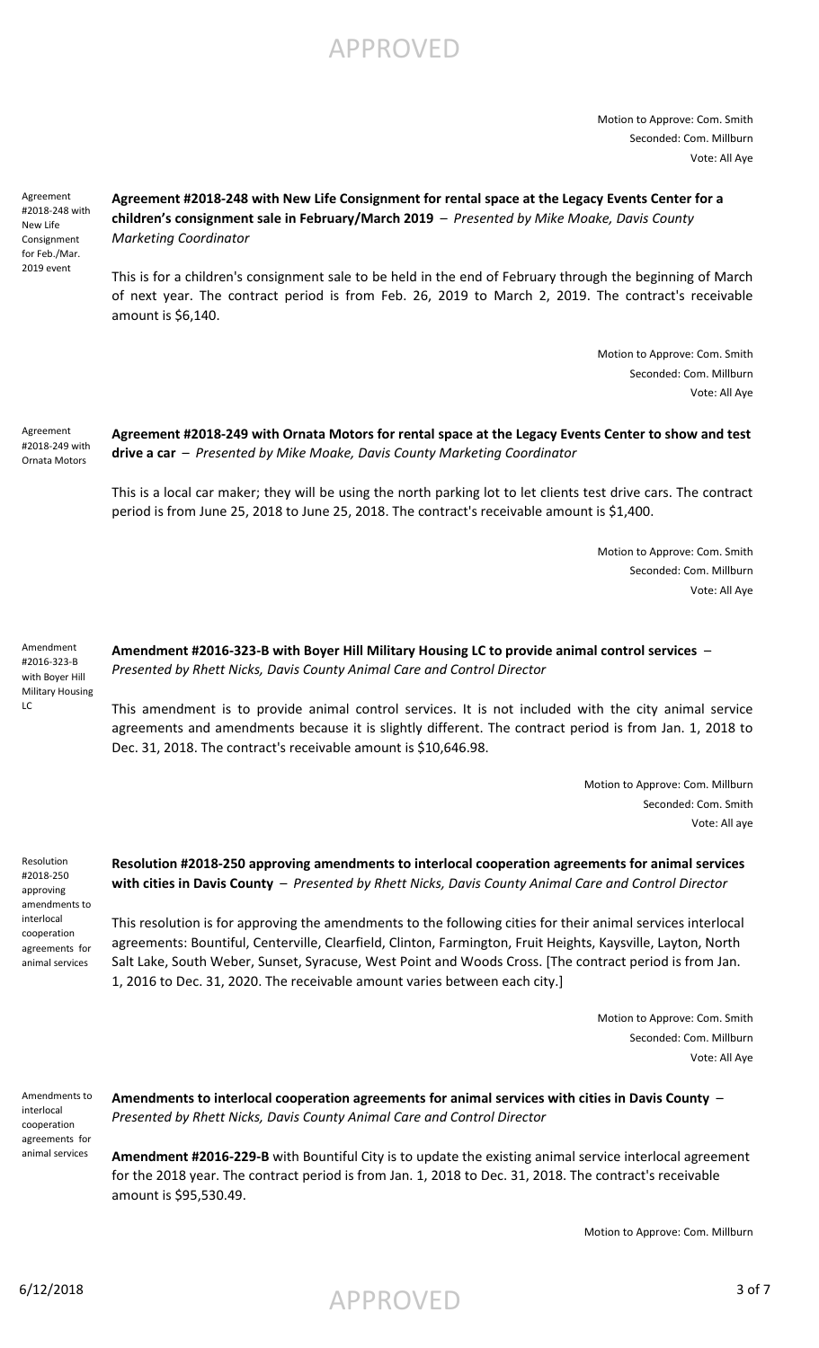Motion to Approve: Com. Smith
Seconded: Com. Millburn
Vote: All Aye

Agreement #2018-248 with New Life Consignment for Feb./Mar. 2019 event

**Agreement #2018-248 with New Life Consignment for rental space at the Legacy Events Center for a children's consignment sale in February/March 2019** – *Presented by Mike Moake, Davis County Marketing Coordinator*

This is for a children's consignment sale to be held in the end of February through the beginning of March of next year. The contract period is from Feb. 26, 2019 to March 2, 2019. The contract's receivable amount is $6,140.

Motion to Approve: Com. Smith
Seconded: Com. Millburn
Vote: All Aye

Agreement #2018-249 with Ornata Motors

**Agreement #2018-249 with Ornata Motors for rental space at the Legacy Events Center to show and test drive a car** – *Presented by Mike Moake, Davis County Marketing Coordinator*

This is a local car maker; they will be using the north parking lot to let clients test drive cars. The contract period is from June 25, 2018 to June 25, 2018. The contract's receivable amount is $1,400.

Motion to Approve: Com. Smith
Seconded: Com. Millburn
Vote: All Aye

Amendment #2016-323-B with Boyer Hill Military Housing LC

**Amendment #2016-323-B with Boyer Hill Military Housing LC to provide animal control services** – *Presented by Rhett Nicks, Davis County Animal Care and Control Director*

This amendment is to provide animal control services. It is not included with the city animal service agreements and amendments because it is slightly different. The contract period is from Jan. 1, 2018 to Dec. 31, 2018. The contract's receivable amount is $10,646.98.

Motion to Approve: Com. Millburn
Seconded: Com. Smith
Vote: All aye

Resolution #2018-250 approving amendments to interlocal cooperation agreements for animal services

**Resolution #2018-250 approving amendments to interlocal cooperation agreements for animal services with cities in Davis County** – *Presented by Rhett Nicks, Davis County Animal Care and Control Director*

This resolution is for approving the amendments to the following cities for their animal services interlocal agreements: Bountiful, Centerville, Clearfield, Clinton, Farmington, Fruit Heights, Kaysville, Layton, North Salt Lake, South Weber, Sunset, Syracuse, West Point and Woods Cross. [The contract period is from Jan. 1, 2016 to Dec. 31, 2020. The receivable amount varies between each city.]

Motion to Approve: Com. Smith
Seconded: Com. Millburn
Vote: All Aye

Amendments to interlocal cooperation agreements for animal services

**Amendments to interlocal cooperation agreements for animal services with cities in Davis County** – *Presented by Rhett Nicks, Davis County Animal Care and Control Director*

**Amendment #2016-229-B** with Bountiful City is to update the existing animal service interlocal agreement for the 2018 year. The contract period is from Jan. 1, 2018 to Dec. 31, 2018. The contract's receivable amount is $95,530.49.

Motion to Approve: Com. Millburn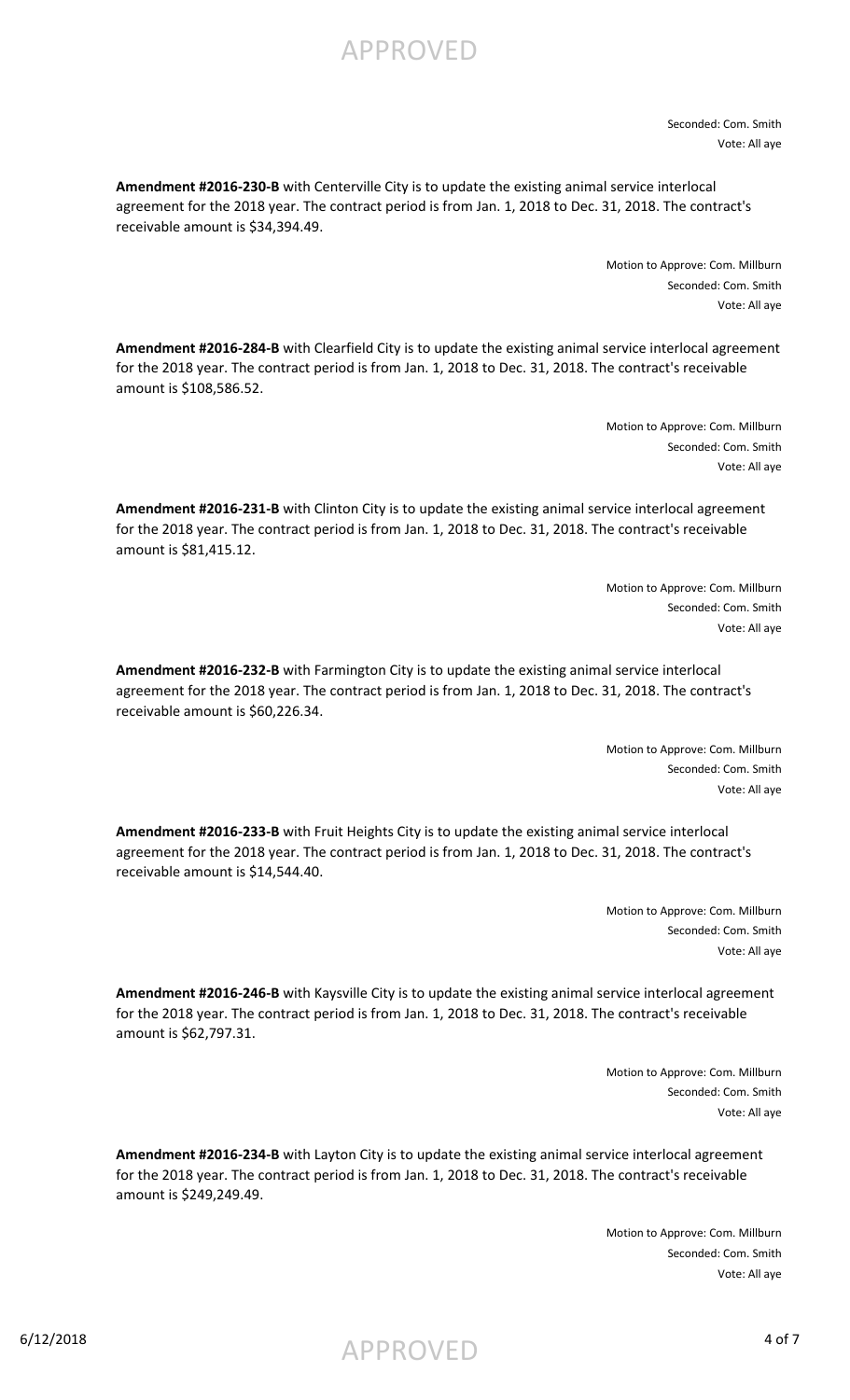Seconded: Com. Smith
Vote: All aye

**Amendment #2016-230-B** with Centerville City is to update the existing animal service interlocal agreement for the 2018 year. The contract period is from Jan. 1, 2018 to Dec. 31, 2018. The contract's receivable amount is $34,394.49.

Motion to Approve: Com. Millburn
Seconded: Com. Smith
Vote: All aye

**Amendment #2016-284-B** with Clearfield City is to update the existing animal service interlocal agreement for the 2018 year. The contract period is from Jan. 1, 2018 to Dec. 31, 2018. The contract's receivable amount is $108,586.52.

Motion to Approve: Com. Millburn
Seconded: Com. Smith
Vote: All aye

**Amendment #2016-231-B** with Clinton City is to update the existing animal service interlocal agreement for the 2018 year. The contract period is from Jan. 1, 2018 to Dec. 31, 2018. The contract's receivable amount is $81,415.12.

Motion to Approve: Com. Millburn
Seconded: Com. Smith
Vote: All aye

**Amendment #2016-232-B** with Farmington City is to update the existing animal service interlocal agreement for the 2018 year. The contract period is from Jan. 1, 2018 to Dec. 31, 2018. The contract's receivable amount is $60,226.34.

Motion to Approve: Com. Millburn
Seconded: Com. Smith
Vote: All aye

**Amendment #2016-233-B** with Fruit Heights City is to update the existing animal service interlocal agreement for the 2018 year. The contract period is from Jan. 1, 2018 to Dec. 31, 2018. The contract's receivable amount is $14,544.40.

Motion to Approve: Com. Millburn
Seconded: Com. Smith
Vote: All aye

**Amendment #2016-246-B** with Kaysville City is to update the existing animal service interlocal agreement for the 2018 year. The contract period is from Jan. 1, 2018 to Dec. 31, 2018. The contract's receivable amount is $62,797.31.

Motion to Approve: Com. Millburn
Seconded: Com. Smith
Vote: All aye

**Amendment #2016-234-B** with Layton City is to update the existing animal service interlocal agreement for the 2018 year. The contract period is from Jan. 1, 2018 to Dec. 31, 2018. The contract's receivable amount is $249,249.49.

Motion to Approve: Com. Millburn
Seconded: Com. Smith
Vote: All aye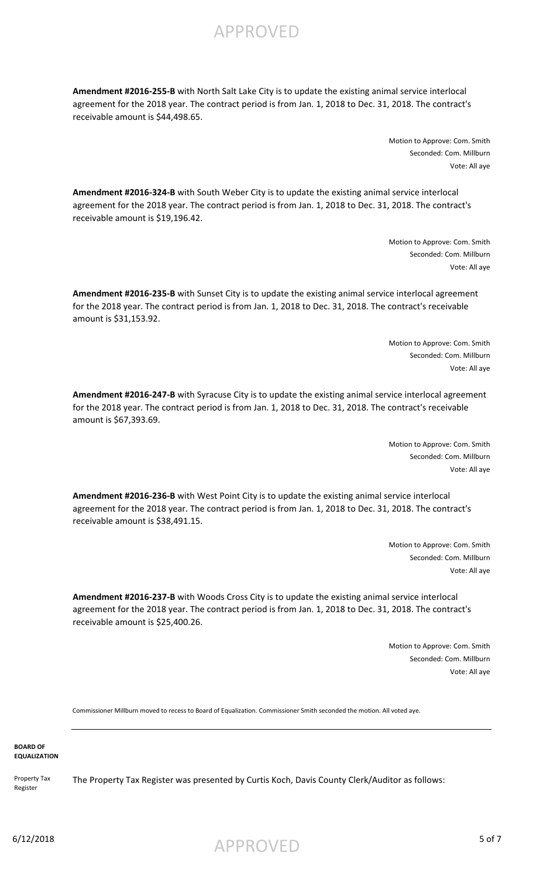**Amendment #2016-255-B** with North Salt Lake City is to update the existing animal service interlocal agreement for the 2018 year. The contract period is from Jan. 1, 2018 to Dec. 31, 2018. The contract's receivable amount is $44,498.65.

Motion to Approve: Com. Smith
Seconded: Com. Millburn
Vote: All aye

**Amendment #2016-324-B** with South Weber City is to update the existing animal service interlocal agreement for the 2018 year. The contract period is from Jan. 1, 2018 to Dec. 31, 2018. The contract's receivable amount is $19,196.42.

Motion to Approve: Com. Smith
Seconded: Com. Millburn
Vote: All aye

**Amendment #2016-235-B** with Sunset City is to update the existing animal service interlocal agreement for the 2018 year. The contract period is from Jan. 1, 2018 to Dec. 31, 2018. The contract's receivable amount is $31,153.92.

Motion to Approve: Com. Smith
Seconded: Com. Millburn
Vote: All aye

**Amendment #2016-247-B** with Syracuse City is to update the existing animal service interlocal agreement for the 2018 year. The contract period is from Jan. 1, 2018 to Dec. 31, 2018. The contract's receivable amount is $67,393.69.

Motion to Approve: Com. Smith
Seconded: Com. Millburn
Vote: All aye

**Amendment #2016-236-B** with West Point City is to update the existing animal service interlocal agreement for the 2018 year. The contract period is from Jan. 1, 2018 to Dec. 31, 2018. The contract's receivable amount is $38,491.15.

Motion to Approve: Com. Smith
Seconded: Com. Millburn
Vote: All aye

**Amendment #2016-237-B** with Woods Cross City is to update the existing animal service interlocal agreement for the 2018 year. The contract period is from Jan. 1, 2018 to Dec. 31, 2018. The contract's receivable amount is $25,400.26.

Motion to Approve: Com. Smith
Seconded: Com. Millburn
Vote: All aye

Commissioner Millburn moved to recess to Board of Equalization. Commissioner Smith seconded the motion. All voted aye.

---

**BOARD OF EQUALIZATION**

Property Tax Register

The Property Tax Register was presented by Curtis Koch, Davis County Clerk/Auditor as follows: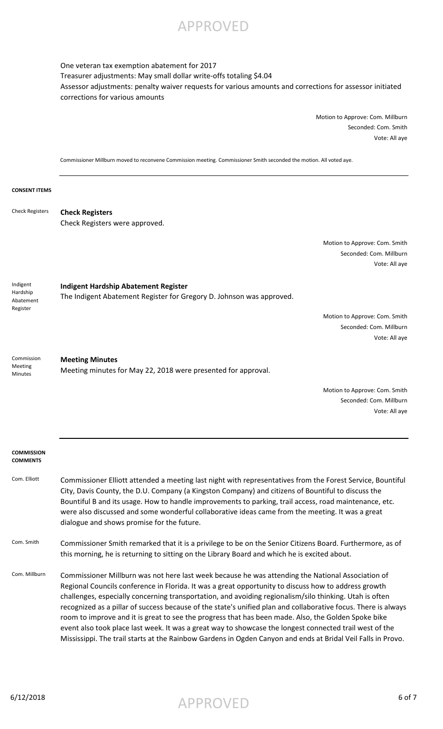One veteran tax exemption abatement for 2017
Treasurer adjustments: May small dollar write-offs totaling $4.04
Assessor adjustments: penalty waiver requests for various amounts and corrections for assessor initiated corrections for various amounts

Motion to Approve: Com. Millburn
Seconded: Com. Smith
Vote: All aye

Commissioner Millburn moved to reconvene Commission meeting. Commissioner Smith seconded the motion. All voted aye.

---

**CONSENT ITEMS**

Check Registers

**Check Registers**

Check Registers were approved.

Motion to Approve: Com. Smith
Seconded: Com. Millburn
Vote: All aye

Indigent Hardship Abatement Register

**Indigent Hardship Abatement Register**

The Indigent Abatement Register for Gregory D. Johnson was approved.

Motion to Approve: Com. Smith
Seconded: Com. Millburn
Vote: All aye

Commission Meeting Minutes

**Meeting Minutes**

Meeting minutes for May 22, 2018 were presented for approval.

Motion to Approve: Com. Smith
Seconded: Com. Millburn
Vote: All aye

---

**COMMISSION COMMENTS**

Com. Elliott

Commissioner Elliott attended a meeting last night with representatives from the Forest Service, Bountiful City, Davis County, the D.U. Company (a Kingston Company) and citizens of Bountiful to discuss the Bountiful B and its usage. How to handle improvements to parking, trail access, road maintenance, etc. were also discussed and some wonderful collaborative ideas came from the meeting. It was a great dialogue and shows promise for the future.

Com. Smith

Commissioner Smith remarked that it is a privilege to be on the Senior Citizens Board. Furthermore, as of this morning, he is returning to sitting on the Library Board and which he is excited about.

Com. Millburn

Commissioner Millburn was not here last week because he was attending the National Association of Regional Councils conference in Florida. It was a great opportunity to discuss how to address growth challenges, especially concerning transportation, and avoiding regionalism/silo thinking. Utah is often recognized as a pillar of success because of the state's unified plan and collaborative focus. There is always room to improve and it is great to see the progress that has been made. Also, the Golden Spoke bike event also took place last week. It was a great way to showcase the longest connected trail west of the Mississippi. The trail starts at the Rainbow Gardens in Ogden Canyon and ends at Bridal Veil Falls in Provo.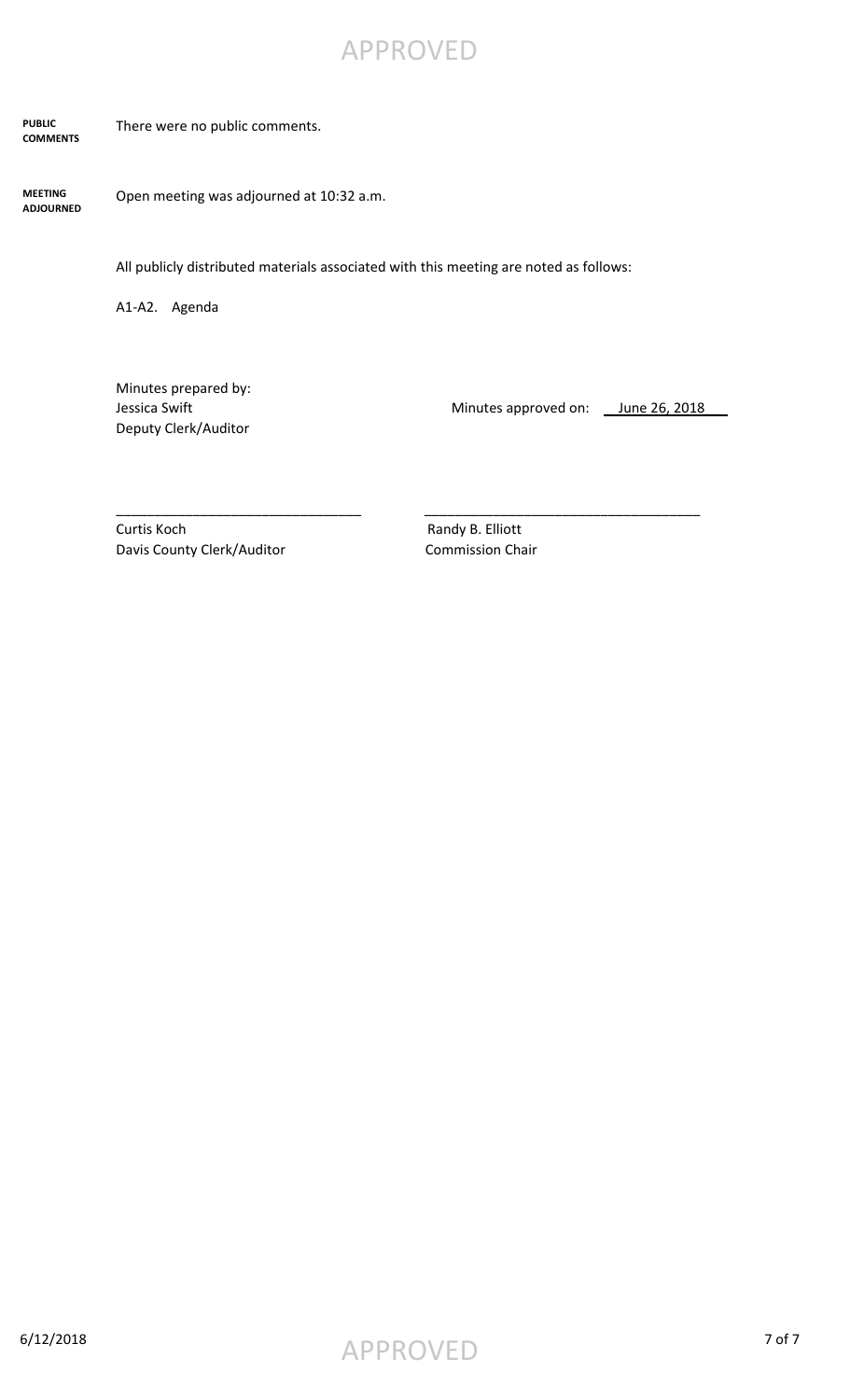APPROVED

**PUBLIC COMMENTS** There were no public comments.

**MEETING ADJOURNED** Open meeting was adjourned at 10:32 a.m.

All publicly distributed materials associated with this meeting are noted as follows:

A1-A2. Agenda

Minutes prepared by:
Jessica Swift
Deputy Clerk/Auditor

Minutes approved on: June 26, 2018

| | |
|---|---|
| _______________________________ | _______________________________ |
| Curtis Koch | Randy B. Elliott |
| Davis County Clerk/Auditor | Commission Chair |

6/12/2018 APPROVED